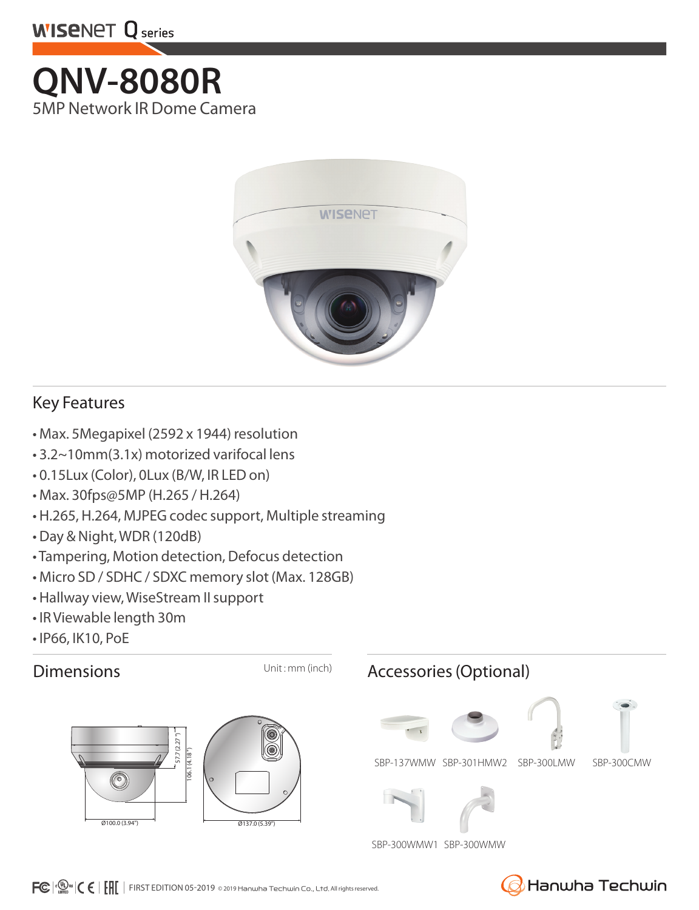WISENET Q series

# QNV-8080R

5MP Network IR Dome Camera

## Key Features

- Max. 5Megapixel (2592 x 1944) resolution
- 3.2~10mm(3.1x) motorized varifocal lens
- 0.15Lux (Color), 0Lux (B/W, IR LED on)
- Max. 30fps@5MP (H.265 / H.264)
- H.265, H.264, MJPEG codec support, Multiple streaming
- Day & Night, WDR (120dB)
- Tampering, Motion detection, Defocus detection
- Micro SD / SDHC / SDXC memory slot (Max. 128GB)
- Hallway view, WiseStream II support
- IR Viewable length 30m
- IP66, IK10, PoE

## Dimensions

Unit : mm (inch)

57.7 (2.27")

106.1 (4.18")

Ø100.0 (3.94")

Ø137.0 (5.39")

## Accessories (Optional)

SBP-137WMW SBP-301HMW2 SBP-300LMW SBP-300CMW

SBP-300WMW1 SBP-300WMW

FIRST EDITION 05-2019 © 2019 Hanwha Techwin Co., Ltd. All rights reserved.

Hanwha Techwin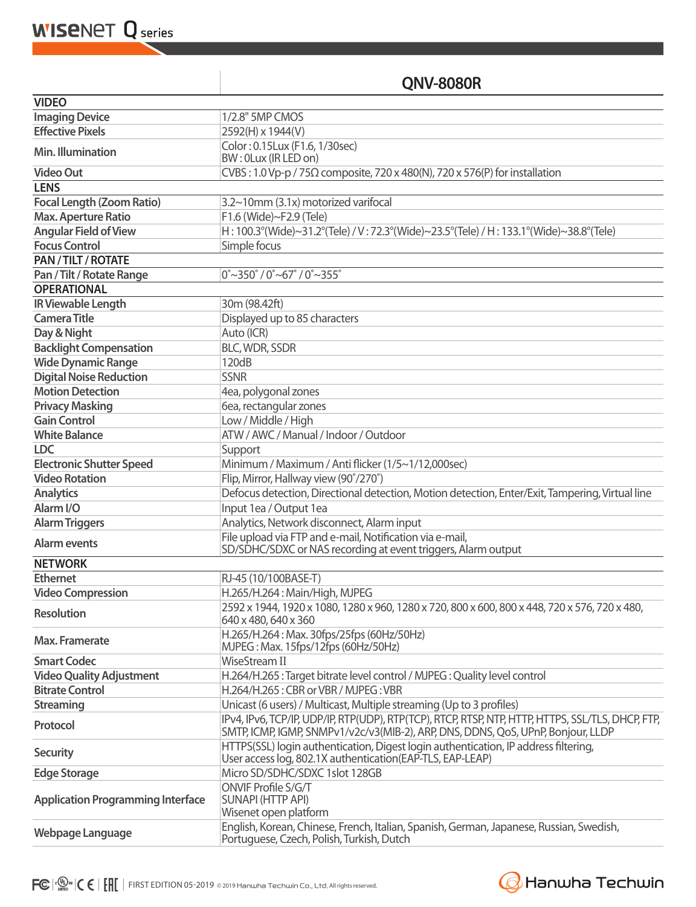| | QNV-8080R |
|---|---|
| **VIDEO** | |
| Imaging Device | 1/2.8" 5MP CMOS |
| Effective Pixels | 2592(H) x 1944(V) |
| Min. Illumination | Color : 0.15Lux (F1.6, 1/30sec)<br>BW : 0Lux (IR LED on) |
| Video Out | CVBS : 1.0 Vp-p / 75Ω composite, 720 x 480(N), 720 x 576(P) for installation |
| **LENS** | |
| Focal Length (Zoom Ratio) | 3.2~10mm (3.1x) motorized varifocal |
| Max. Aperture Ratio | F1.6 (Wide)~F2.9 (Tele) |
| Angular Field of View | H : 100.3°(Wide)~31.2°(Tele) / V : 72.3°(Wide)~23.5°(Tele) / H : 133.1°(Wide)~38.8°(Tele) |
| Focus Control | Simple focus |
| **PAN / TILT / ROTATE** | |
| Pan / Tilt / Rotate Range | 0˚~350˚ / 0˚~67˚ / 0˚~355˚ |
| **OPERATIONAL** | |
| IR Viewable Length | 30m (98.42ft) |
| Camera Title | Displayed up to 85 characters |
| Day & Night | Auto (ICR) |
| Backlight Compensation | BLC, WDR, SSDR |
| Wide Dynamic Range | 120dB |
| Digital Noise Reduction | SSNR |
| Motion Detection | 4ea, polygonal zones |
| Privacy Masking | 6ea, rectangular zones |
| Gain Control | Low / Middle / High |
| White Balance | ATW / AWC / Manual / Indoor / Outdoor |
| LDC | Support |
| Electronic Shutter Speed | Minimum / Maximum / Anti flicker (1/5~1/12,000sec) |
| Video Rotation | Flip, Mirror, Hallway view (90˚/270˚) |
| Analytics | Defocus detection, Directional detection, Motion detection, Enter/Exit, Tampering, Virtual line |
| Alarm I/O | Input 1ea / Output 1ea |
| Alarm Triggers | Analytics, Network disconnect, Alarm input |
| Alarm events | File upload via FTP and e-mail, Notification via e-mail,<br>SD/SDHC/SDXC or NAS recording at event triggers, Alarm output |
| **NETWORK** | |
| Ethernet | RJ-45 (10/100BASE-T) |
| Video Compression | H.265/H.264 : Main/High, MJPEG |
| Resolution | 2592 x 1944, 1920 x 1080, 1280 x 960, 1280 x 720, 800 x 600, 800 x 448, 720 x 576, 720 x 480,<br>640 x 480, 640 x 360 |
| Max. Framerate | H.265/H.264 : Max. 30fps/25fps (60Hz/50Hz)<br>MJPEG : Max. 15fps/12fps (60Hz/50Hz) |
| Smart Codec | WiseStream II |
| Video Quality Adjustment | H.264/H.265 : Target bitrate level control / MJPEG : Quality level control |
| Bitrate Control | H.264/H.265 : CBR or VBR / MJPEG : VBR |
| Streaming | Unicast (6 users) / Multicast, Multiple streaming (Up to 3 profiles) |
| Protocol | IPv4, IPv6, TCP/IP, UDP/IP, RTP(UDP), RTP(TCP), RTCP, RTSP, NTP, HTTP, HTTPS, SSL/TLS, DHCP, FTP,<br>SMTP, ICMP, IGMP, SNMPv1/v2c/v3(MIB-2), ARP, DNS, DDNS, QoS, UPnP, Bonjour, LLDP |
| Security | HTTPS(SSL) login authentication, Digest login authentication, IP address filtering,<br>User access log, 802.1X authentication(EAP-TLS, EAP-LEAP) |
| Edge Storage | Micro SD/SDHC/SDXC 1slot 128GB |
| Application Programming Interface | ONVIF Profile S/G/T<br>SUNAPI (HTTP API)<br>Wisenet open platform |
| Webpage Language | English, Korean, Chinese, French, Italian, Spanish, German, Japanese, Russian, Swedish,<br>Portuguese, Czech, Polish, Turkish, Dutch |

FIRST EDITION 05-2019 © 2019 Hanwha Techwin Co., Ltd. All rights reserved.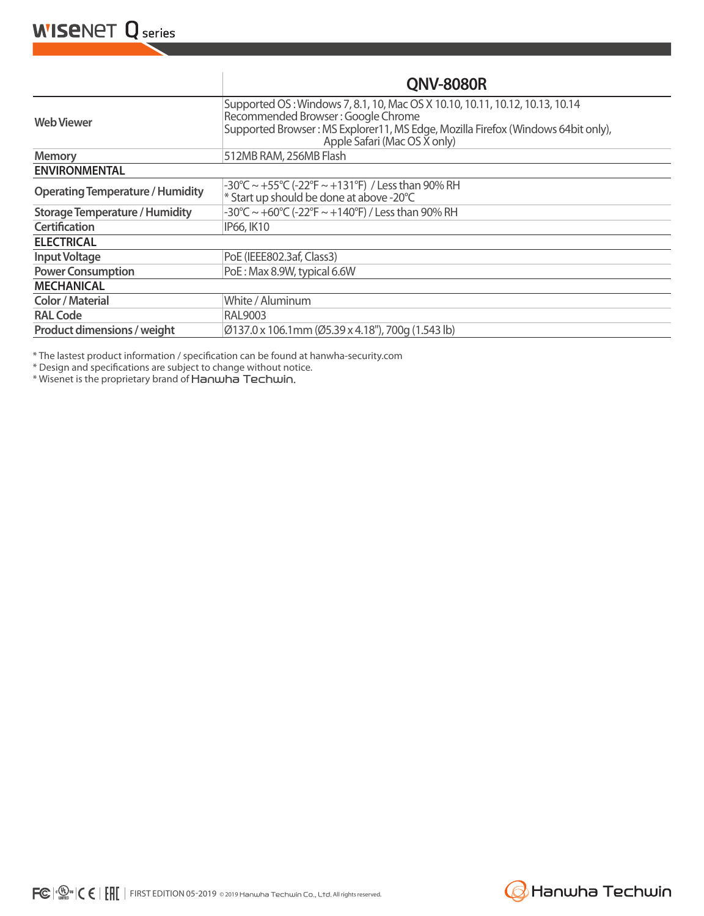| | QNV-8080R |
|---|---|
| Web Viewer | Supported OS : Windows 7, 8.1, 10, Mac OS X 10.10, 10.11, 10.12, 10.13, 10.14<br>Recommended Browser : Google Chrome<br>Supported Browser : MS Explorer11, MS Edge, Mozilla Firefox (Windows 64bit only), Apple Safari (Mac OS X only) |
| Memory | 512MB RAM, 256MB Flash |
| **ENVIRONMENTAL** | |
| Operating Temperature / Humidity | -30°C ~ +55°C (-22°F ~ +131°F) / Less than 90% RH<br>* Start up should be done at above -20°C |
| Storage Temperature / Humidity | -30°C ~ +60°C (-22°F ~ +140°F) / Less than 90% RH |
| Certification | IP66, IK10 |
| **ELECTRICAL** | |
| Input Voltage | PoE (IEEE802.3af, Class3) |
| Power Consumption | PoE : Max 8.9W, typical 6.6W |
| **MECHANICAL** | |
| Color / Material | White / Aluminum |
| RAL Code | RAL9003 |
| Product dimensions / weight | Ø137.0 x 106.1mm (Ø5.39 x 4.18"), 700g (1.543 lb) |

* The lastest product information / specification can be found at hanwha-security.com
* Design and specifications are subject to change without notice.
* Wisenet is the proprietary brand of Hanwha Techwin.

FIRST EDITION 05-2019 © 2019 Hanwha Techwin Co., Ltd. All rights reserved.